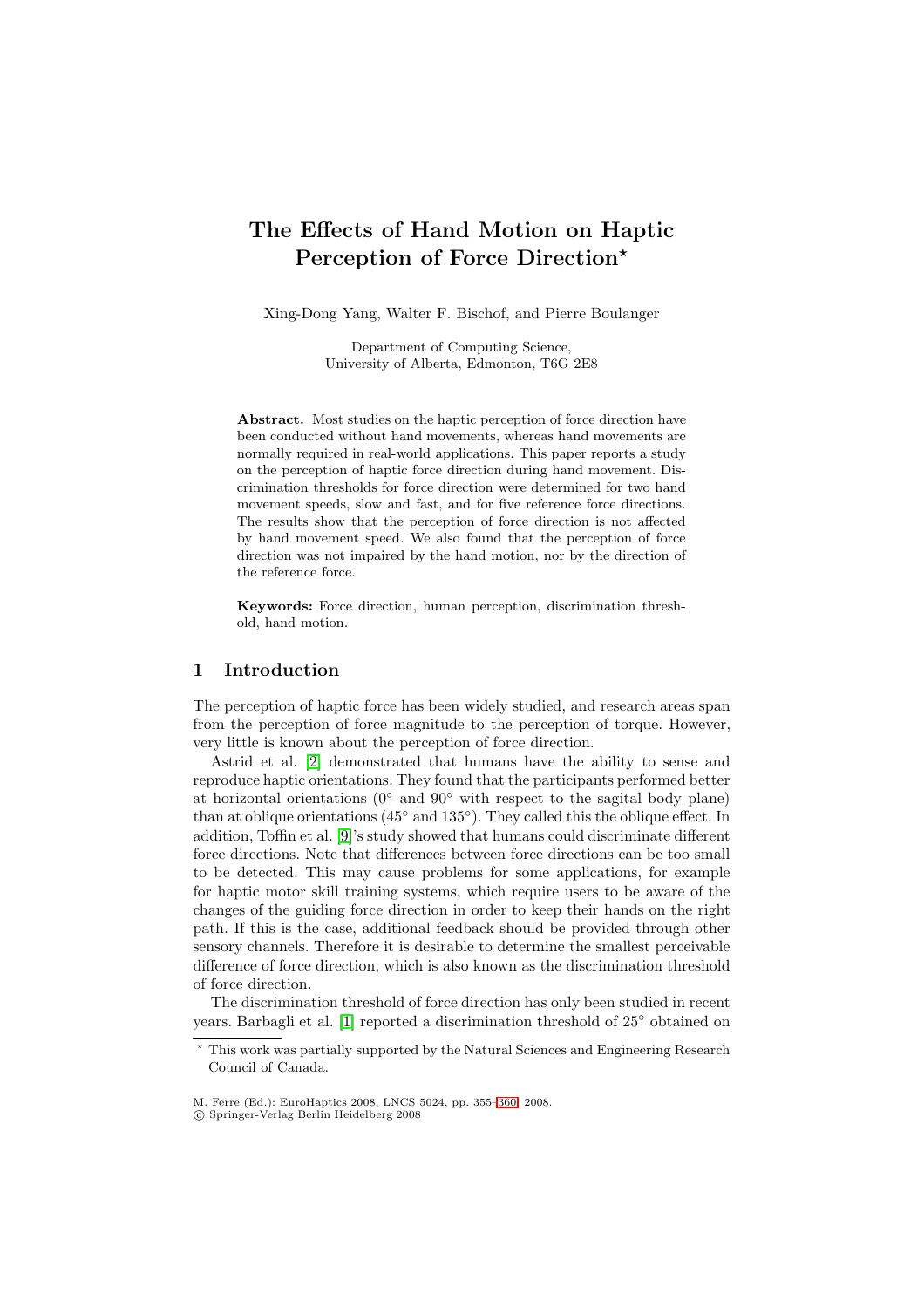# The Effects of Hand Motion on Haptic Perception of Force Direction*

Xing-Dong Yang, Walter F. Bischof, and Pierre Boulanger

Department of Computing Science,
University of Alberta, Edmonton, T6G 2E8

**Abstract.** Most studies on the haptic perception of force direction have been conducted without hand movements, whereas hand movements are normally required in real-world applications. This paper reports a study on the perception of haptic force direction during hand movement. Discrimination thresholds for force direction were determined for two hand movement speeds, slow and fast, and for five reference force directions. The results show that the perception of force direction is not affected by hand movement speed. We also found that the perception of force direction was not impaired by the hand motion, nor by the direction of the reference force.

**Keywords:** Force direction, human perception, discrimination threshold, hand motion.

## 1 Introduction

The perception of haptic force has been widely studied, and research areas span from the perception of force magnitude to the perception of torque. However, very little is known about the perception of force direction.

Astrid et al. [2] demonstrated that humans have the ability to sense and reproduce haptic orientations. They found that the participants performed better at horizontal orientations (0° and 90° with respect to the sagital body plane) than at oblique orientations (45° and 135°). They called this the oblique effect. In addition, Toffin et al. [9]'s study showed that humans could discriminate different force directions. Note that differences between force directions can be too small to be detected. This may cause problems for some applications, for example for haptic motor skill training systems, which require users to be aware of the changes of the guiding force direction in order to keep their hands on the right path. If this is the case, additional feedback should be provided through other sensory channels. Therefore it is desirable to determine the smallest perceivable difference of force direction, which is also known as the discrimination threshold of force direction.

The discrimination threshold of force direction has only been studied in recent years. Barbagli et al. [1] reported a discrimination threshold of 25° obtained on

* This work was partially supported by the Natural Sciences and Engineering Research Council of Canada.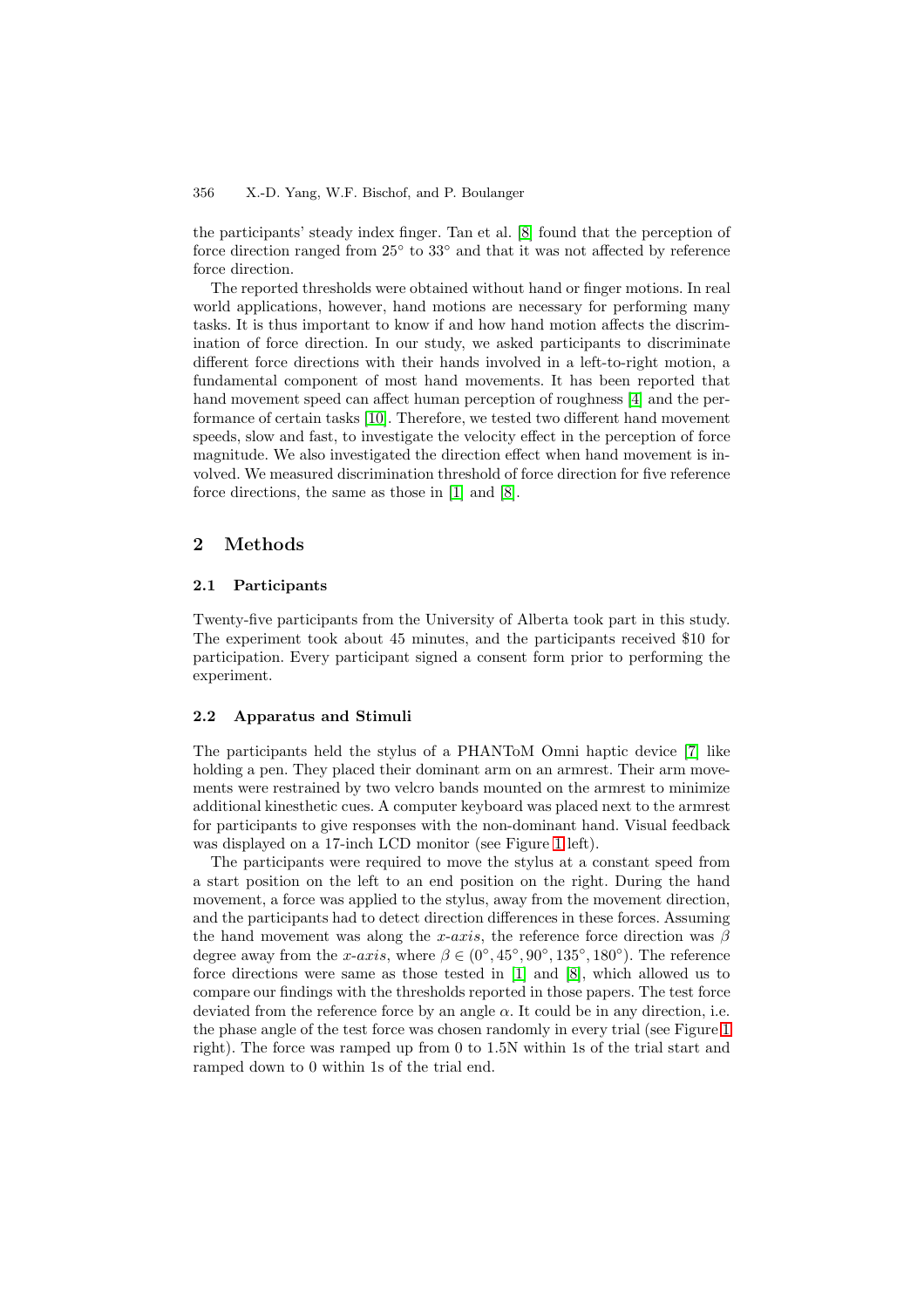the participants' steady index finger. Tan et al. [8] found that the perception of force direction ranged from 25° to 33° and that it was not affected by reference force direction.

The reported thresholds were obtained without hand or finger motions. In real world applications, however, hand motions are necessary for performing many tasks. It is thus important to know if and how hand motion affects the discrimination of force direction. In our study, we asked participants to discriminate different force directions with their hands involved in a left-to-right motion, a fundamental component of most hand movements. It has been reported that hand movement speed can affect human perception of roughness [4] and the performance of certain tasks [10]. Therefore, we tested two different hand movement speeds, slow and fast, to investigate the velocity effect in the perception of force magnitude. We also investigated the direction effect when hand movement is involved. We measured discrimination threshold of force direction for five reference force directions, the same as those in [1] and [8].

## 2 Methods

### 2.1 Participants

Twenty-five participants from the University of Alberta took part in this study. The experiment took about 45 minutes, and the participants received $10 for participation. Every participant signed a consent form prior to performing the experiment.

### 2.2 Apparatus and Stimuli

The participants held the stylus of a PHANToM Omni haptic device [7] like holding a pen. They placed their dominant arm on an armrest. Their arm movements were restrained by two velcro bands mounted on the armrest to minimize additional kinesthetic cues. A computer keyboard was placed next to the armrest for participants to give responses with the non-dominant hand. Visual feedback was displayed on a 17-inch LCD monitor (see Figure 1 left).

The participants were required to move the stylus at a constant speed from a start position on the left to an end position on the right. During the hand movement, a force was applied to the stylus, away from the movement direction, and the participants had to detect direction differences in these forces. Assuming the hand movement was along the *x-axis*, the reference force direction was $\beta$ degree away from the *x-axis*, where $\beta \in (0°, 45°, 90°, 135°, 180°)$. The reference force directions were same as those tested in [1] and [8], which allowed us to compare our findings with the thresholds reported in those papers. The test force deviated from the reference force by an angle $\alpha$. It could be in any direction, i.e. the phase angle of the test force was chosen randomly in every trial (see Figure 1 right). The force was ramped up from 0 to 1.5N within 1s of the trial start and ramped down to 0 within 1s of the trial end.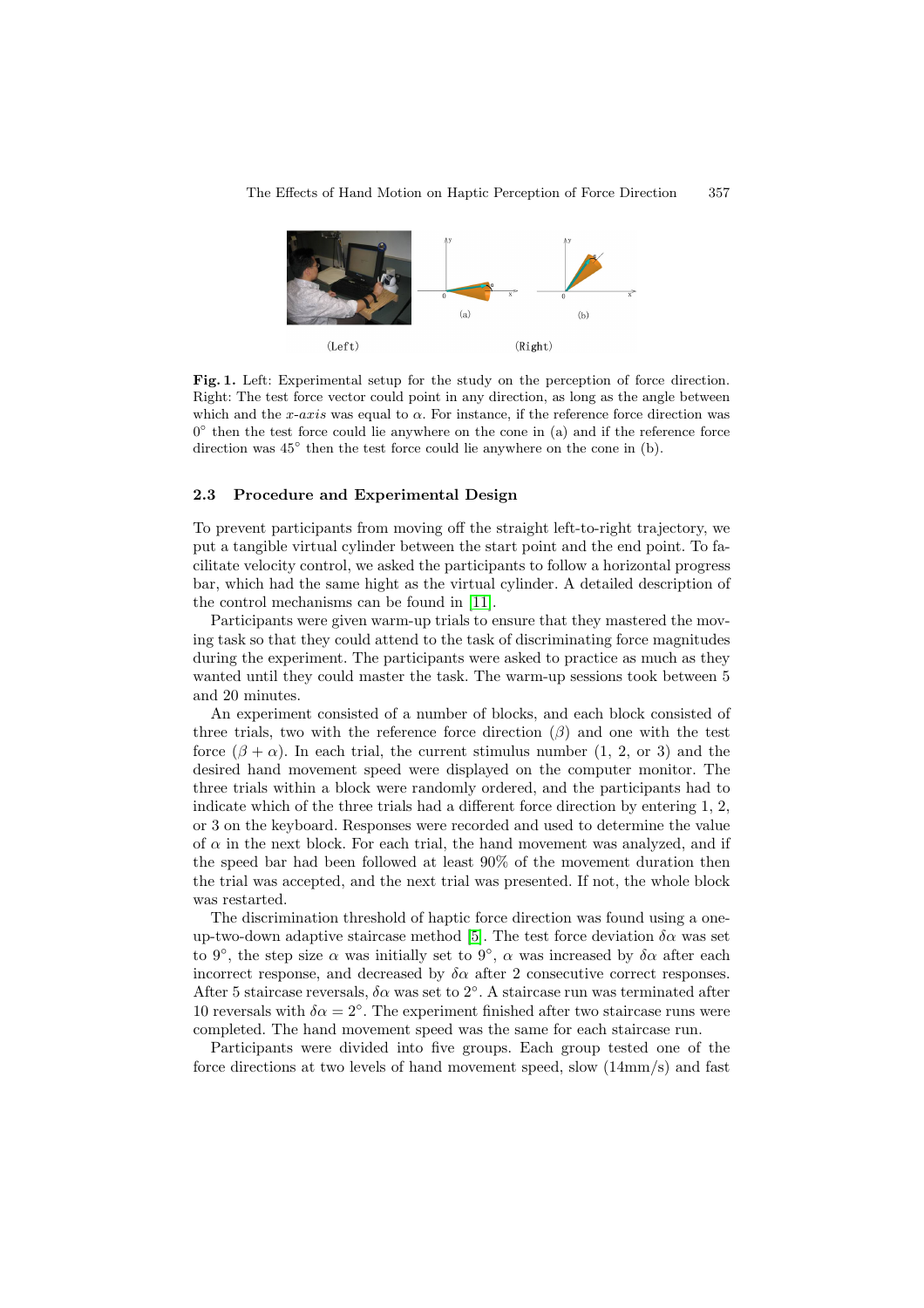Fig. 1. Left: Experimental setup for the study on the perception of force direction. Right: The test force vector could point in any direction, as long as the angle between which and the *x-axis* was equal to $\alpha$. For instance, if the reference force direction was $0^\circ$ then the test force could lie anywhere on the cone in (a) and if the reference force direction was $45^\circ$ then the test force could lie anywhere on the cone in (b).

### 2.3 Procedure and Experimental Design

To prevent participants from moving off the straight left-to-right trajectory, we put a tangible virtual cylinder between the start point and the end point. To facilitate velocity control, we asked the participants to follow a horizontal progress bar, which had the same hight as the virtual cylinder. A detailed description of the control mechanisms can be found in [11].

Participants were given warm-up trials to ensure that they mastered the moving task so that they could attend to the task of discriminating force magnitudes during the experiment. The participants were asked to practice as much as they wanted until they could master the task. The warm-up sessions took between 5 and 20 minutes.

An experiment consisted of a number of blocks, and each block consisted of three trials, two with the reference force direction ($\beta$) and one with the test force ($\beta + \alpha$). In each trial, the current stimulus number (1, 2, or 3) and the desired hand movement speed were displayed on the computer monitor. The three trials within a block were randomly ordered, and the participants had to indicate which of the three trials had a different force direction by entering 1, 2, or 3 on the keyboard. Responses were recorded and used to determine the value of $\alpha$ in the next block. For each trial, the hand movement was analyzed, and if the speed bar had been followed at least 90% of the movement duration then the trial was accepted, and the next trial was presented. If not, the whole block was restarted.

The discrimination threshold of haptic force direction was found using a one-up-two-down adaptive staircase method [5]. The test force deviation $\delta\alpha$ was set to $9^\circ$, the step size $\alpha$ was initially set to $9^\circ$, $\alpha$ was increased by $\delta\alpha$ after each incorrect response, and decreased by $\delta\alpha$ after 2 consecutive correct responses. After 5 staircase reversals, $\delta\alpha$ was set to $2^\circ$. A staircase run was terminated after 10 reversals with $\delta\alpha = 2^\circ$. The experiment finished after two staircase runs were completed. The hand movement speed was the same for each staircase run.

Participants were divided into five groups. Each group tested one of the force directions at two levels of hand movement speed, slow (14mm/s) and fast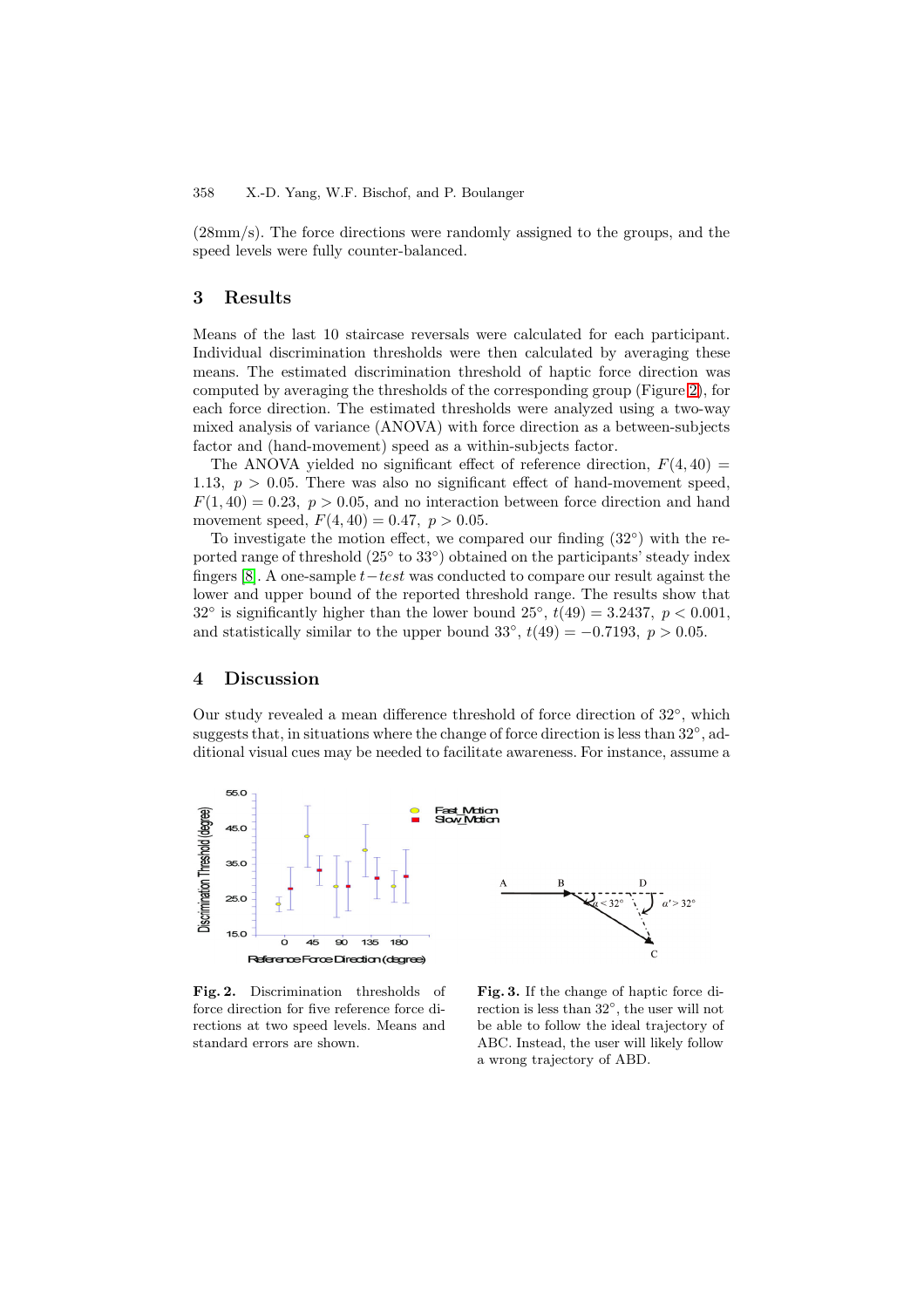(28mm/s). The force directions were randomly assigned to the groups, and the speed levels were fully counter-balanced.

## 3 Results

Means of the last 10 staircase reversals were calculated for each participant. Individual discrimination thresholds were then calculated by averaging these means. The estimated discrimination threshold of haptic force direction was computed by averaging the thresholds of the corresponding group (Figure 2), for each force direction. The estimated thresholds were analyzed using a two-way mixed analysis of variance (ANOVA) with force direction as a between-subjects factor and (hand-movement) speed as a within-subjects factor.

The ANOVA yielded no significant effect of reference direction, $F(4, 40) = 1.13,\ p > 0.05$. There was also no significant effect of hand-movement speed, $F(1, 40) = 0.23,\ p > 0.05$, and no interaction between force direction and hand movement speed, $F(4, 40) = 0.47,\ p > 0.05$.

To investigate the motion effect, we compared our finding (32°) with the reported range of threshold (25° to 33°) obtained on the participants' steady index fingers [8]. A one-sample $t-test$ was conducted to compare our result against the lower and upper bound of the reported threshold range. The results show that 32° is significantly higher than the lower bound 25°, $t(49) = 3.2437,\ p < 0.001$, and statistically similar to the upper bound 33°, $t(49) = -0.7193,\ p > 0.05$.

## 4 Discussion

Our study revealed a mean difference threshold of force direction of 32°, which suggests that, in situations where the change of force direction is less than 32°, additional visual cues may be needed to facilitate awareness. For instance, assume a

**Fig. 2.** Discrimination thresholds of force direction for five reference force directions at two speed levels. Means and standard errors are shown.

**Fig. 3.** If the change of haptic force direction is less than 32°, the user will not be able to follow the ideal trajectory of ABC. Instead, the user will likely follow a wrong trajectory of ABD.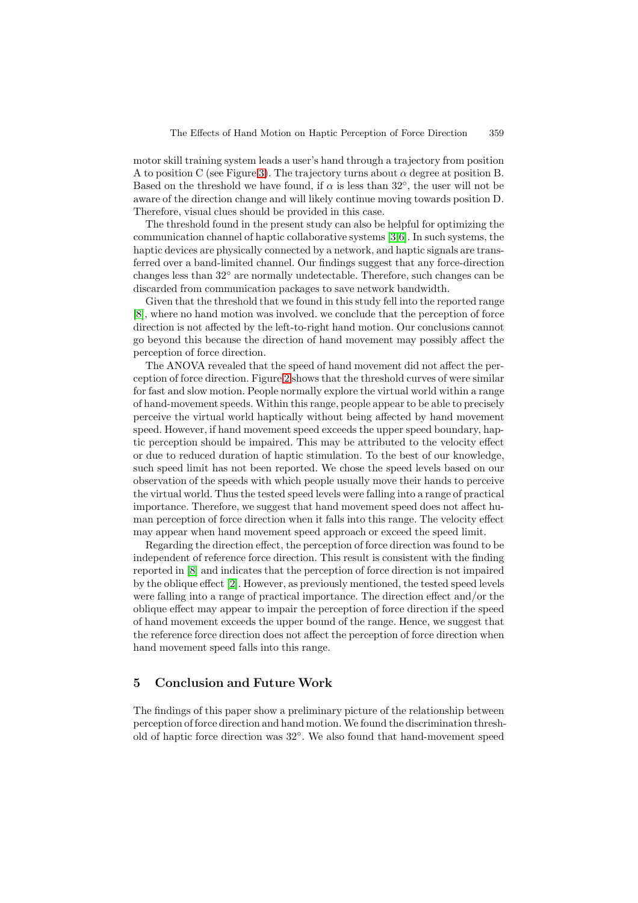motor skill training system leads a user's hand through a trajectory from position A to position C (see Figure 3). The trajectory turns about $\alpha$ degree at position B. Based on the threshold we have found, if $\alpha$ is less than $32°$, the user will not be aware of the direction change and will likely continue moving towards position D. Therefore, visual clues should be provided in this case.

The threshold found in the present study can also be helpful for optimizing the communication channel of haptic collaborative systems [3,6]. In such systems, the haptic devices are physically connected by a network, and haptic signals are transferred over a band-limited channel. Our findings suggest that any force-direction changes less than $32°$ are normally undetectable. Therefore, such changes can be discarded from communication packages to save network bandwidth.

Given that the threshold that we found in this study fell into the reported range [8], where no hand motion was involved. we conclude that the perception of force direction is not affected by the left-to-right hand motion. Our conclusions cannot go beyond this because the direction of hand movement may possibly affect the perception of force direction.

The ANOVA revealed that the speed of hand movement did not affect the perception of force direction. Figure 2 shows that the threshold curves of were similar for fast and slow motion. People normally explore the virtual world within a range of hand-movement speeds. Within this range, people appear to be able to precisely perceive the virtual world haptically without being affected by hand movement speed. However, if hand movement speed exceeds the upper speed boundary, haptic perception should be impaired. This may be attributed to the velocity effect or due to reduced duration of haptic stimulation. To the best of our knowledge, such speed limit has not been reported. We chose the speed levels based on our observation of the speeds with which people usually move their hands to perceive the virtual world. Thus the tested speed levels were falling into a range of practical importance. Therefore, we suggest that hand movement speed does not affect human perception of force direction when it falls into this range. The velocity effect may appear when hand movement speed approach or exceed the speed limit.

Regarding the direction effect, the perception of force direction was found to be independent of reference force direction. This result is consistent with the finding reported in [8] and indicates that the perception of force direction is not impaired by the oblique effect [2]. However, as previously mentioned, the tested speed levels were falling into a range of practical importance. The direction effect and/or the oblique effect may appear to impair the perception of force direction if the speed of hand movement exceeds the upper bound of the range. Hence, we suggest that the reference force direction does not affect the perception of force direction when hand movement speed falls into this range.

## 5 Conclusion and Future Work

The findings of this paper show a preliminary picture of the relationship between perception of force direction and hand motion. We found the discrimination threshold of haptic force direction was $32°$. We also found that hand-movement speed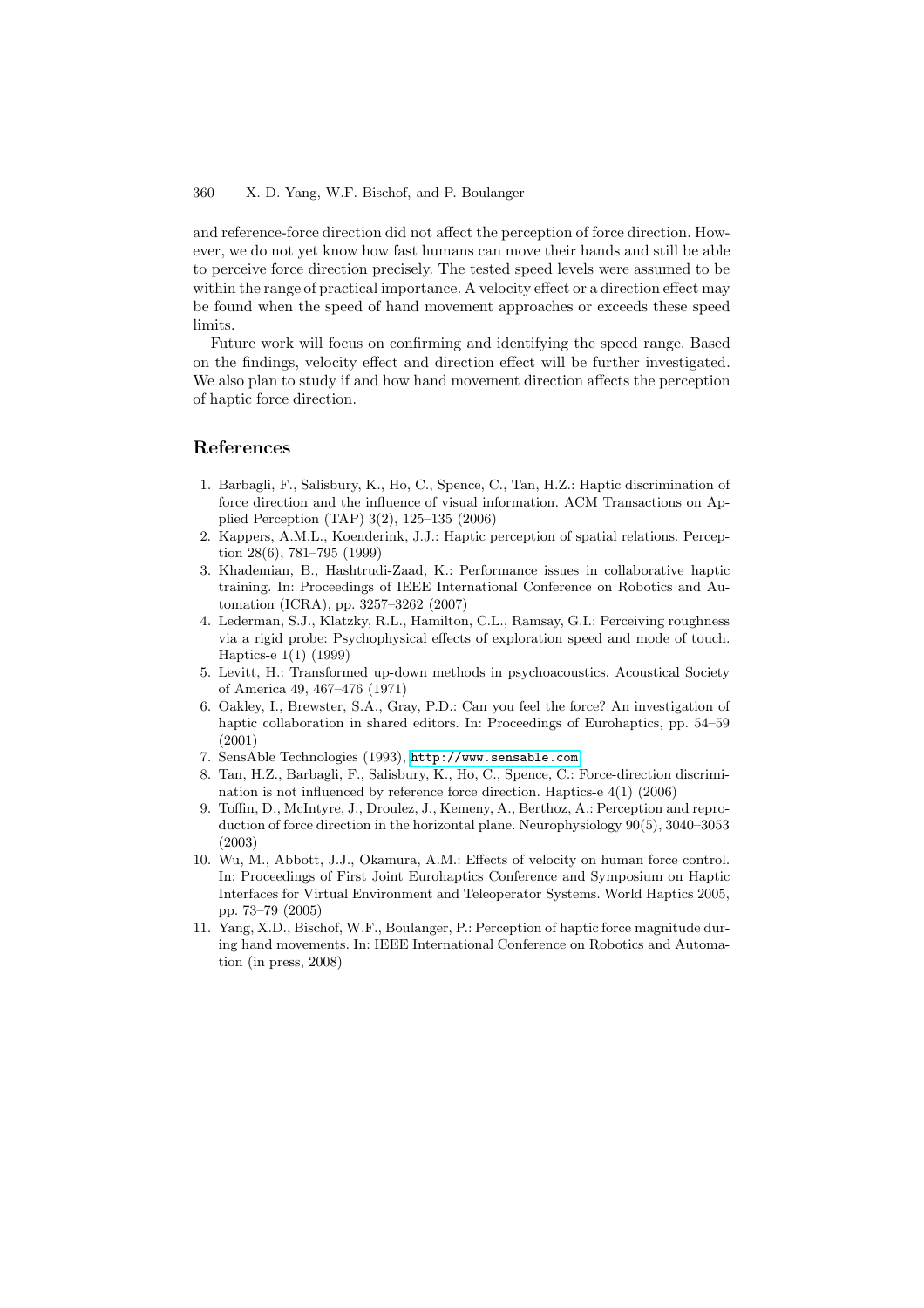and reference-force direction did not affect the perception of force direction. However, we do not yet know how fast humans can move their hands and still be able to perceive force direction precisely. The tested speed levels were assumed to be within the range of practical importance. A velocity effect or a direction effect may be found when the speed of hand movement approaches or exceeds these speed limits.

Future work will focus on confirming and identifying the speed range. Based on the findings, velocity effect and direction effect will be further investigated. We also plan to study if and how hand movement direction affects the perception of haptic force direction.

## References

1. Barbagli, F., Salisbury, K., Ho, C., Spence, C., Tan, H.Z.: Haptic discrimination of force direction and the influence of visual information. ACM Transactions on Applied Perception (TAP) 3(2), 125–135 (2006)
2. Kappers, A.M.L., Koenderink, J.J.: Haptic perception of spatial relations. Perception 28(6), 781–795 (1999)
3. Khademian, B., Hashtrudi-Zaad, K.: Performance issues in collaborative haptic training. In: Proceedings of IEEE International Conference on Robotics and Automation (ICRA), pp. 3257–3262 (2007)
4. Lederman, S.J., Klatzky, R.L., Hamilton, C.L., Ramsay, G.I.: Perceiving roughness via a rigid probe: Psychophysical effects of exploration speed and mode of touch. Haptics-e 1(1) (1999)
5. Levitt, H.: Transformed up-down methods in psychoacoustics. Acoustical Society of America 49, 467–476 (1971)
6. Oakley, I., Brewster, S.A., Gray, P.D.: Can you feel the force? An investigation of haptic collaboration in shared editors. In: Proceedings of Eurohaptics, pp. 54–59 (2001)
7. SensAble Technologies (1993), http://www.sensable.com
8. Tan, H.Z., Barbagli, F., Salisbury, K., Ho, C., Spence, C.: Force-direction discrimination is not influenced by reference force direction. Haptics-e 4(1) (2006)
9. Toffin, D., McIntyre, J., Droulez, J., Kemeny, A., Berthoz, A.: Perception and reproduction of force direction in the horizontal plane. Neurophysiology 90(5), 3040–3053 (2003)
10. Wu, M., Abbott, J.J., Okamura, A.M.: Effects of velocity on human force control. In: Proceedings of First Joint Eurohaptics Conference and Symposium on Haptic Interfaces for Virtual Environment and Teleoperator Systems. World Haptics 2005, pp. 73–79 (2005)
11. Yang, X.D., Bischof, W.F., Boulanger, P.: Perception of haptic force magnitude during hand movements. In: IEEE International Conference on Robotics and Automation (in press, 2008)